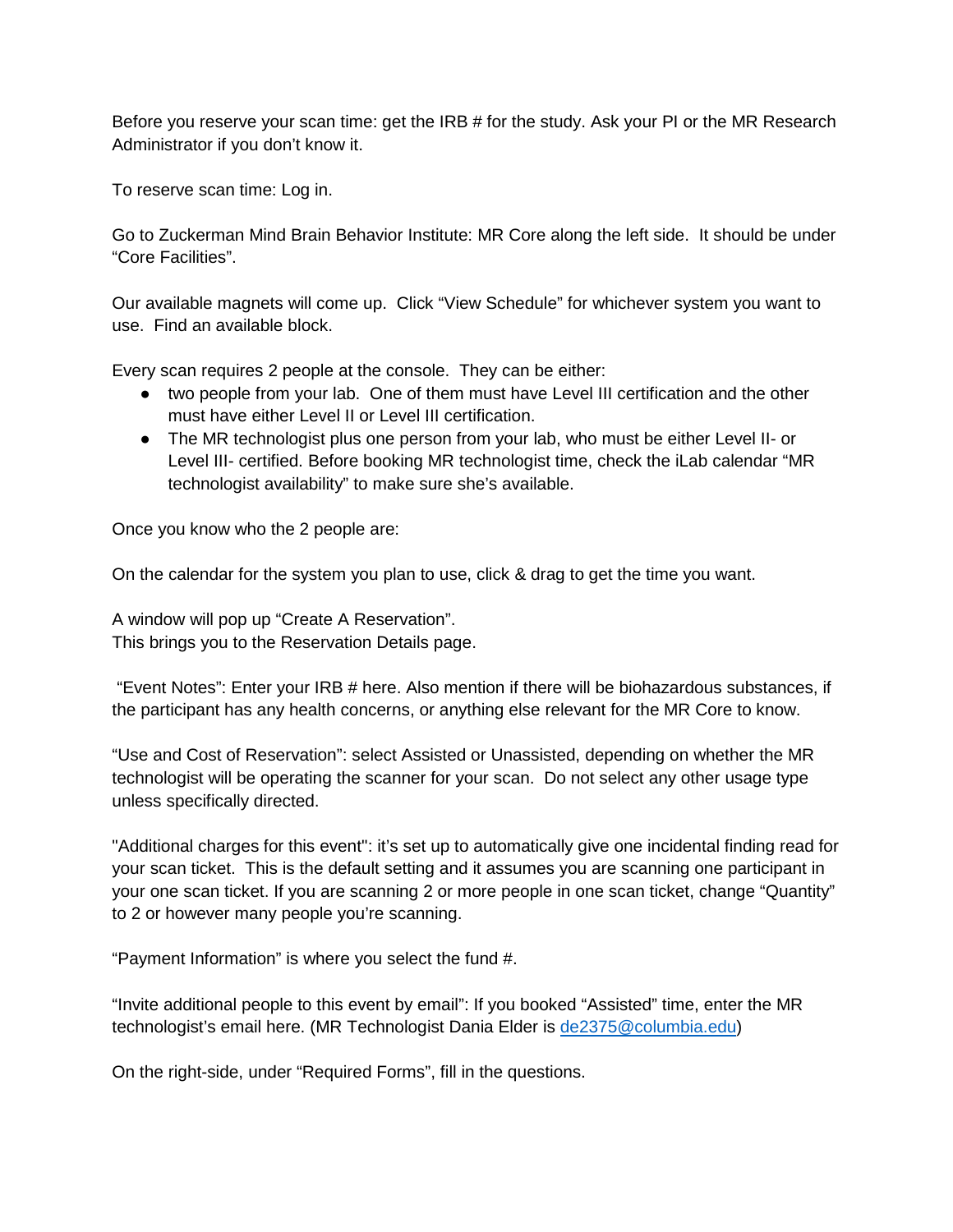Before you reserve your scan time: get the IRB # for the study. Ask your PI or the MR Research Administrator if you don't know it.

To reserve scan time: Log in.

Go to Zuckerman Mind Brain Behavior Institute: MR Core along the left side. It should be under "Core Facilities".

Our available magnets will come up. Click "View Schedule" for whichever system you want to use. Find an available block.

Every scan requires 2 people at the console. They can be either:

- two people from your lab. One of them must have Level III certification and the other must have either Level II or Level III certification.
- The MR technologist plus one person from your lab, who must be either Level II- or Level III- certified. Before booking MR technologist time, check the iLab calendar "MR technologist availability" to make sure she's available.

Once you know who the 2 people are:

On the calendar for the system you plan to use, click & drag to get the time you want.

A window will pop up "Create A Reservation".
This brings you to the Reservation Details page.

"Event Notes": Enter your IRB # here. Also mention if there will be biohazardous substances, if the participant has any health concerns, or anything else relevant for the MR Core to know.

"Use and Cost of Reservation": select Assisted or Unassisted, depending on whether the MR technologist will be operating the scanner for your scan. Do not select any other usage type unless specifically directed.

"Additional charges for this event": it's set up to automatically give one incidental finding read for your scan ticket. This is the default setting and it assumes you are scanning one participant in your one scan ticket. If you are scanning 2 or more people in one scan ticket, change "Quantity" to 2 or however many people you're scanning.

"Payment Information" is where you select the fund #.

"Invite additional people to this event by email": If you booked "Assisted" time, enter the MR technologist's email here. (MR Technologist Dania Elder is de2375@columbia.edu)

On the right-side, under "Required Forms", fill in the questions.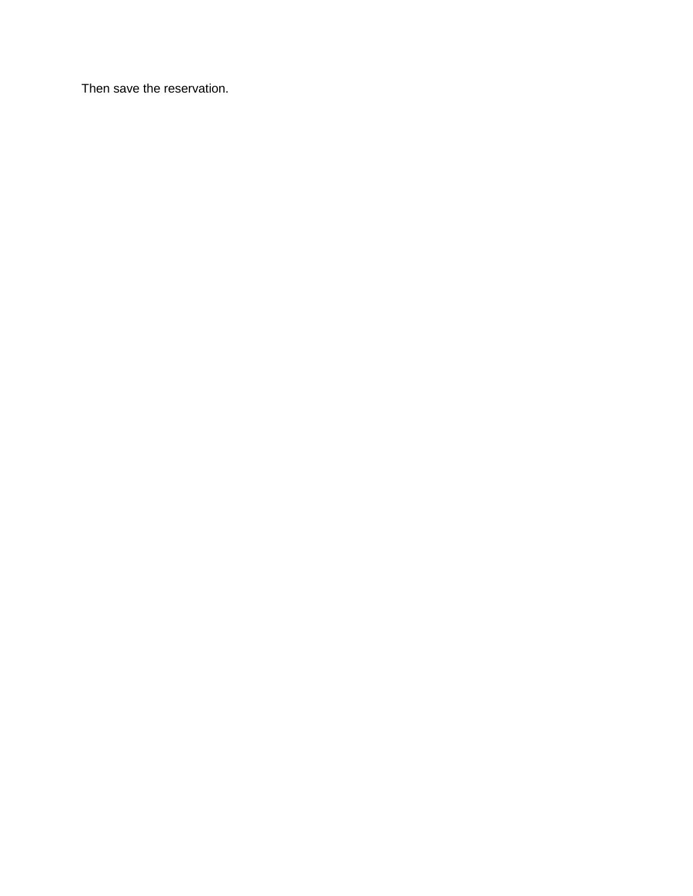Then save the reservation.